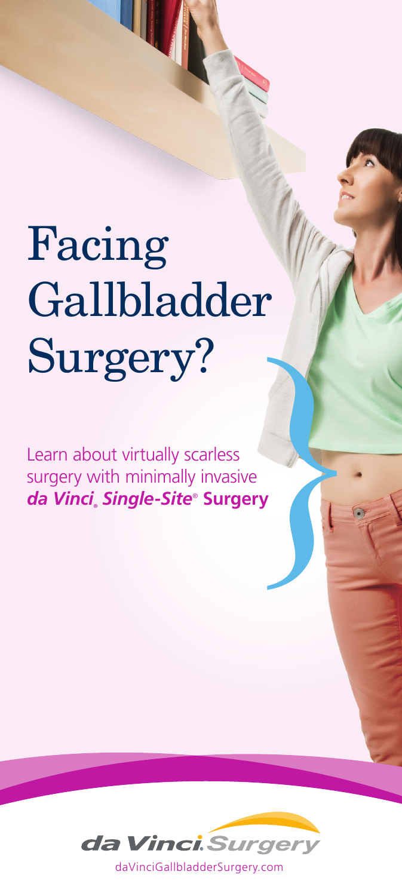# Facing Gallbladder Surgery?

Learn about virtually scarless surgery with minimally invasive ***da Vinci*® *Single-Site*® Surgery**

*da Vinci*. *Surgery*

daVinciGallbladderSurgery.com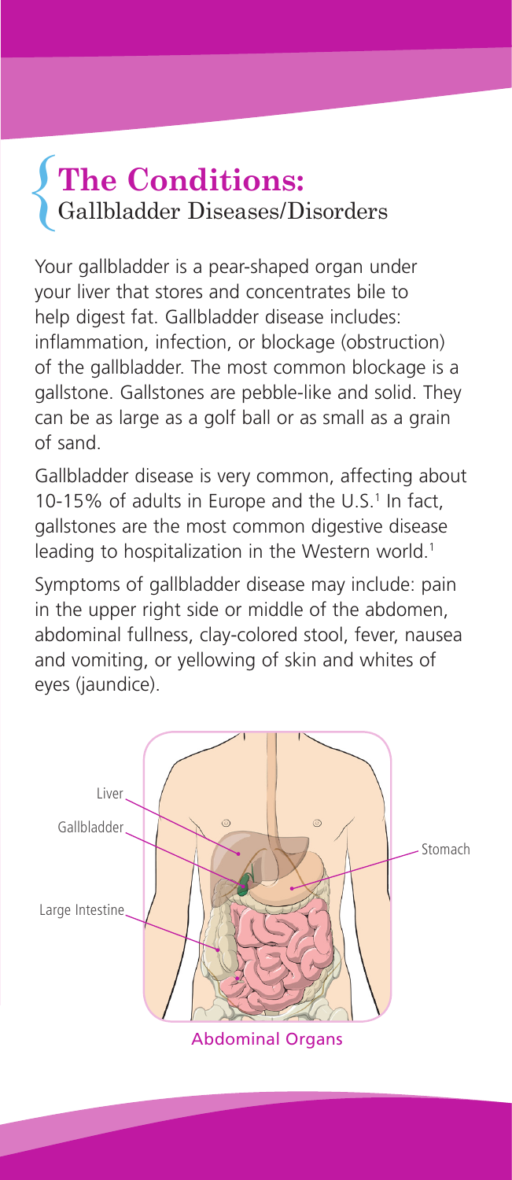# The Conditions:
## Gallbladder Diseases/Disorders

Your gallbladder is a pear-shaped organ under your liver that stores and concentrates bile to help digest fat. Gallbladder disease includes: inflammation, infection, or blockage (obstruction) of the gallbladder. The most common blockage is a gallstone. Gallstones are pebble-like and solid. They can be as large as a golf ball or as small as a grain of sand.

Gallbladder disease is very common, affecting about 10-15% of adults in Europe and the U.S.[1] In fact, gallstones are the most common digestive disease leading to hospitalization in the Western world.[1]

Symptoms of gallbladder disease may include: pain in the upper right side or middle of the abdomen, abdominal fullness, clay-colored stool, fever, nausea and vomiting, or yellowing of skin and whites of eyes (jaundice).

Liver

Gallbladder

Stomach

Large Intestine

Abdominal Organs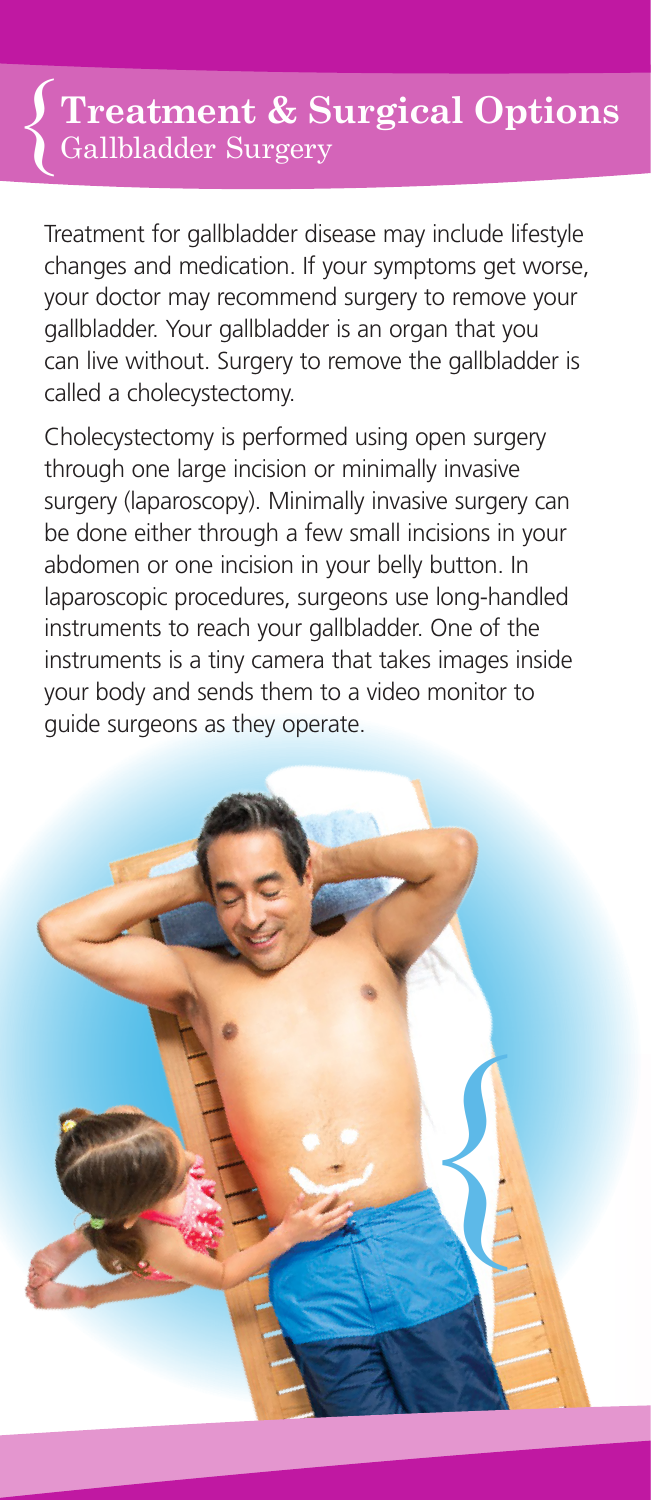# Treatment & Surgical Options
## Gallbladder Surgery

Treatment for gallbladder disease may include lifestyle changes and medication. If your symptoms get worse, your doctor may recommend surgery to remove your gallbladder. Your gallbladder is an organ that you can live without. Surgery to remove the gallbladder is called a cholecystectomy.

Cholecystectomy is performed using open surgery through one large incision or minimally invasive surgery (laparoscopy). Minimally invasive surgery can be done either through a few small incisions in your abdomen or one incision in your belly button. In laparoscopic procedures, surgeons use long-handled instruments to reach your gallbladder. One of the instruments is a tiny camera that takes images inside your body and sends them to a video monitor to guide surgeons as they operate.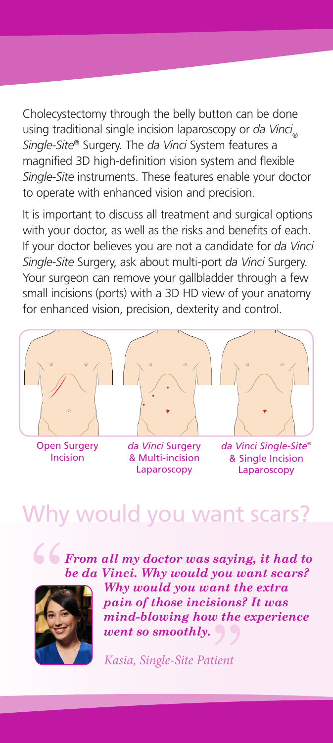Cholecystectomy through the belly button can be done using traditional single incision laparoscopy or *da Vinci*® *Single-Site*® Surgery. The *da Vinci* System features a magnified 3D high-definition vision system and flexible *Single-Site* instruments. These features enable your doctor to operate with enhanced vision and precision.

It is important to discuss all treatment and surgical options with your doctor, as well as the risks and benefits of each. If your doctor believes you are not a candidate for *da Vinci Single-Site* Surgery, ask about multi-port *da Vinci* Surgery. Your surgeon can remove your gallbladder through a few small incisions (ports) with a 3D HD view of your anatomy for enhanced vision, precision, dexterity and control.

Open Surgery Incision

*da Vinci* Surgery & Multi-incision Laparoscopy

*da Vinci Single-Site*® & Single Incision Laparoscopy

# Why would you want scars?

> ***From all my doctor was saying, it had to be da Vinci. Why would you want scars? Why would you want the extra pain of those incisions? It was mind-blowing how the experience went so smoothly.***
>
> *Kasia, Single-Site Patient*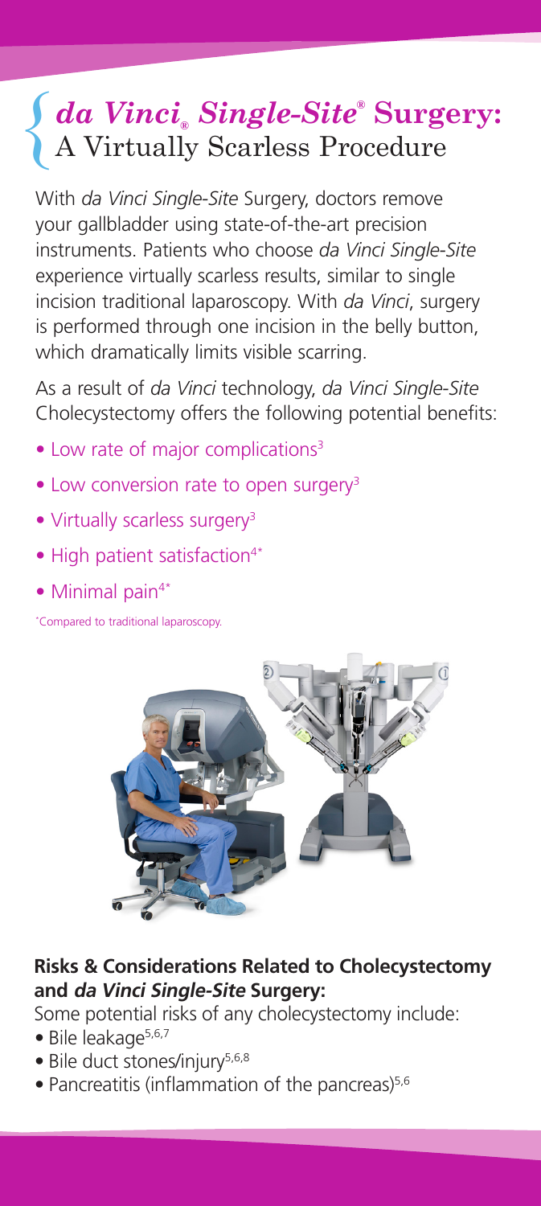# *da Vinci® Single-Site®* Surgery: A Virtually Scarless Procedure

With *da Vinci Single-Site* Surgery, doctors remove your gallbladder using state-of-the-art precision instruments. Patients who choose *da Vinci Single-Site* experience virtually scarless results, similar to single incision traditional laparoscopy. With *da Vinci*, surgery is performed through one incision in the belly button, which dramatically limits visible scarring.

As a result of *da Vinci* technology, *da Vinci Single-Site* Cholecystectomy offers the following potential benefits:

- Low rate of major complications[3]
- Low conversion rate to open surgery[3]
- Virtually scarless surgery[3]
- High patient satisfaction[4*]
- Minimal pain[4*]

*Compared to traditional laparoscopy.

**Risks & Considerations Related to Cholecystectomy and *da Vinci Single-Site* Surgery:**

Some potential risks of any cholecystectomy include:

- Bile leakage[5,6,7]
- Bile duct stones/injury[5,6,8]
- Pancreatitis (inflammation of the pancreas)[5,6]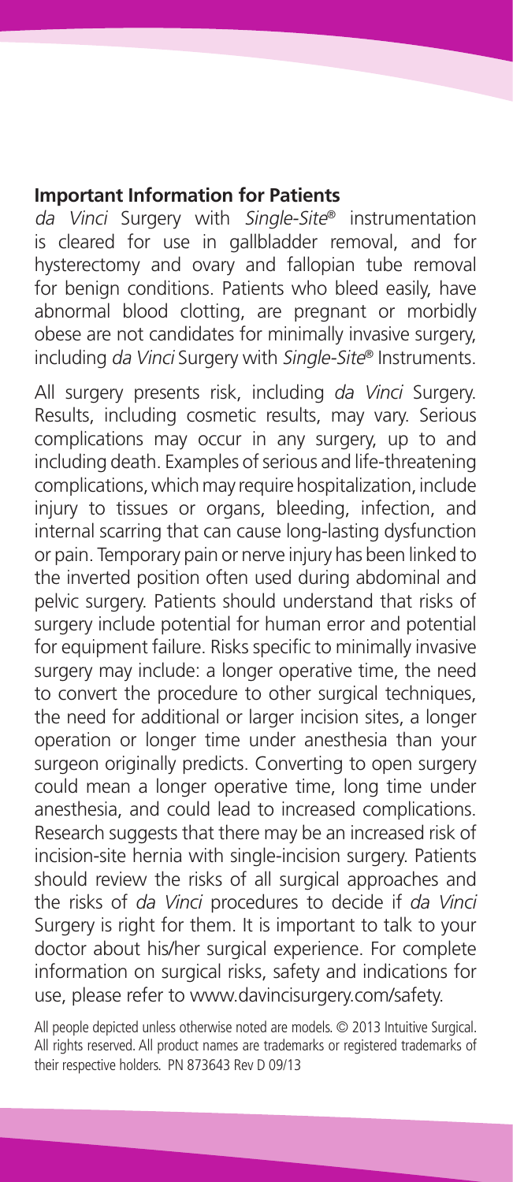## Important Information for Patients

*da Vinci* Surgery with *Single-Site*® instrumentation is cleared for use in gallbladder removal, and for hysterectomy and ovary and fallopian tube removal for benign conditions. Patients who bleed easily, have abnormal blood clotting, are pregnant or morbidly obese are not candidates for minimally invasive surgery, including *da Vinci* Surgery with *Single-Site*® Instruments.

All surgery presents risk, including *da Vinci* Surgery. Results, including cosmetic results, may vary. Serious complications may occur in any surgery, up to and including death. Examples of serious and life-threatening complications, which may require hospitalization, include injury to tissues or organs, bleeding, infection, and internal scarring that can cause long-lasting dysfunction or pain. Temporary pain or nerve injury has been linked to the inverted position often used during abdominal and pelvic surgery. Patients should understand that risks of surgery include potential for human error and potential for equipment failure. Risks specific to minimally invasive surgery may include: a longer operative time, the need to convert the procedure to other surgical techniques, the need for additional or larger incision sites, a longer operation or longer time under anesthesia than your surgeon originally predicts. Converting to open surgery could mean a longer operative time, long time under anesthesia, and could lead to increased complications. Research suggests that there may be an increased risk of incision-site hernia with single-incision surgery. Patients should review the risks of all surgical approaches and the risks of *da Vinci* procedures to decide if *da Vinci* Surgery is right for them. It is important to talk to your doctor about his/her surgical experience. For complete information on surgical risks, safety and indications for use, please refer to www.davincisurgery.com/safety.

All people depicted unless otherwise noted are models. © 2013 Intuitive Surgical. All rights reserved. All product names are trademarks or registered trademarks of their respective holders. PN 873643 Rev D 09/13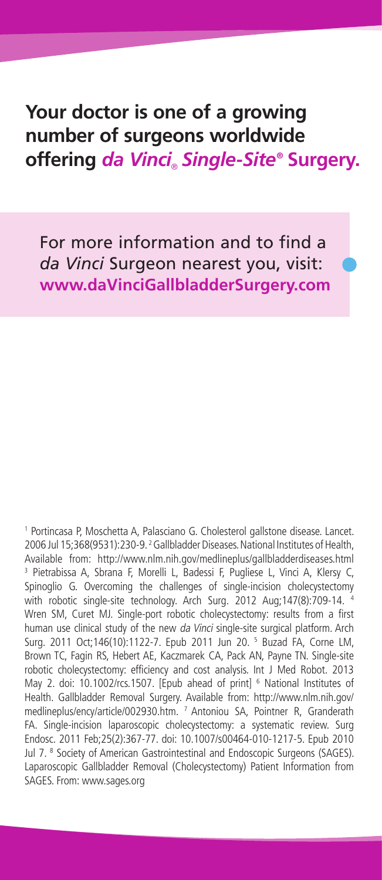## Your doctor is one of a growing number of surgeons worldwide offering *da Vinci*® *Single-Site*® Surgery.

For more information and to find a *da Vinci* Surgeon nearest you, visit: **www.daVinciGallbladderSurgery.com**

[1] Portincasa P, Moschetta A, Palasciano G. Cholesterol gallstone disease. Lancet. 2006 Jul 15;368(9531):230-9. [2] Gallbladder Diseases. National Institutes of Health, Available from: http://www.nlm.nih.gov/medlineplus/gallbladderdiseases.html [3] Pietrabissa A, Sbrana F, Morelli L, Badessi F, Pugliese L, Vinci A, Klersy C, Spinoglio G. Overcoming the challenges of single-incision cholecystectomy with robotic single-site technology. Arch Surg. 2012 Aug;147(8):709-14. [4] Wren SM, Curet MJ. Single-port robotic cholecystectomy: results from a first human use clinical study of the new *da Vinci* single-site surgical platform. Arch Surg. 2011 Oct;146(10):1122-7. Epub 2011 Jun 20. [5] Buzad FA, Corne LM, Brown TC, Fagin RS, Hebert AE, Kaczmarek CA, Pack AN, Payne TN. Single-site robotic cholecystectomy: efficiency and cost analysis. Int J Med Robot. 2013 May 2. doi: 10.1002/rcs.1507. [Epub ahead of print] [6] National Institutes of Health. Gallbladder Removal Surgery. Available from: http://www.nlm.nih.gov/medlineplus/ency/article/002930.htm. [7] Antoniou SA, Pointner R, Granderath FA. Single-incision laparoscopic cholecystectomy: a systematic review. Surg Endosc. 2011 Feb;25(2):367-77. doi: 10.1007/s00464-010-1217-5. Epub 2010 Jul 7. [8] Society of American Gastrointestinal and Endoscopic Surgeons (SAGES). Laparoscopic Gallbladder Removal (Cholecystectomy) Patient Information from SAGES. From: www.sages.org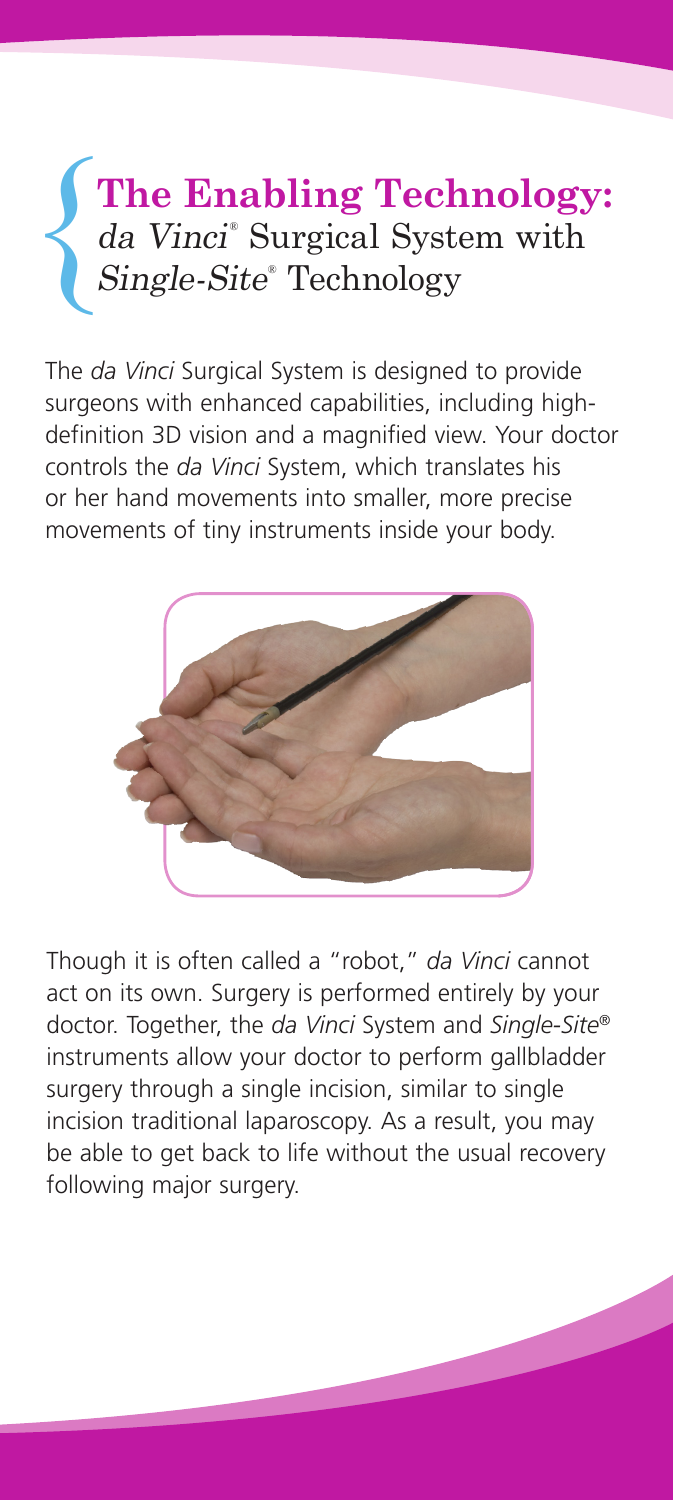# **The Enabling Technology:** *da Vinci*® Surgical System with *Single-Site*® Technology

The *da Vinci* Surgical System is designed to provide surgeons with enhanced capabilities, including high-definition 3D vision and a magnified view. Your doctor controls the *da Vinci* System, which translates his or her hand movements into smaller, more precise movements of tiny instruments inside your body.

Though it is often called a "robot," *da Vinci* cannot act on its own. Surgery is performed entirely by your doctor. Together, the *da Vinci* System and *Single-Site*® instruments allow your doctor to perform gallbladder surgery through a single incision, similar to single incision traditional laparoscopy. As a result, you may be able to get back to life without the usual recovery following major surgery.